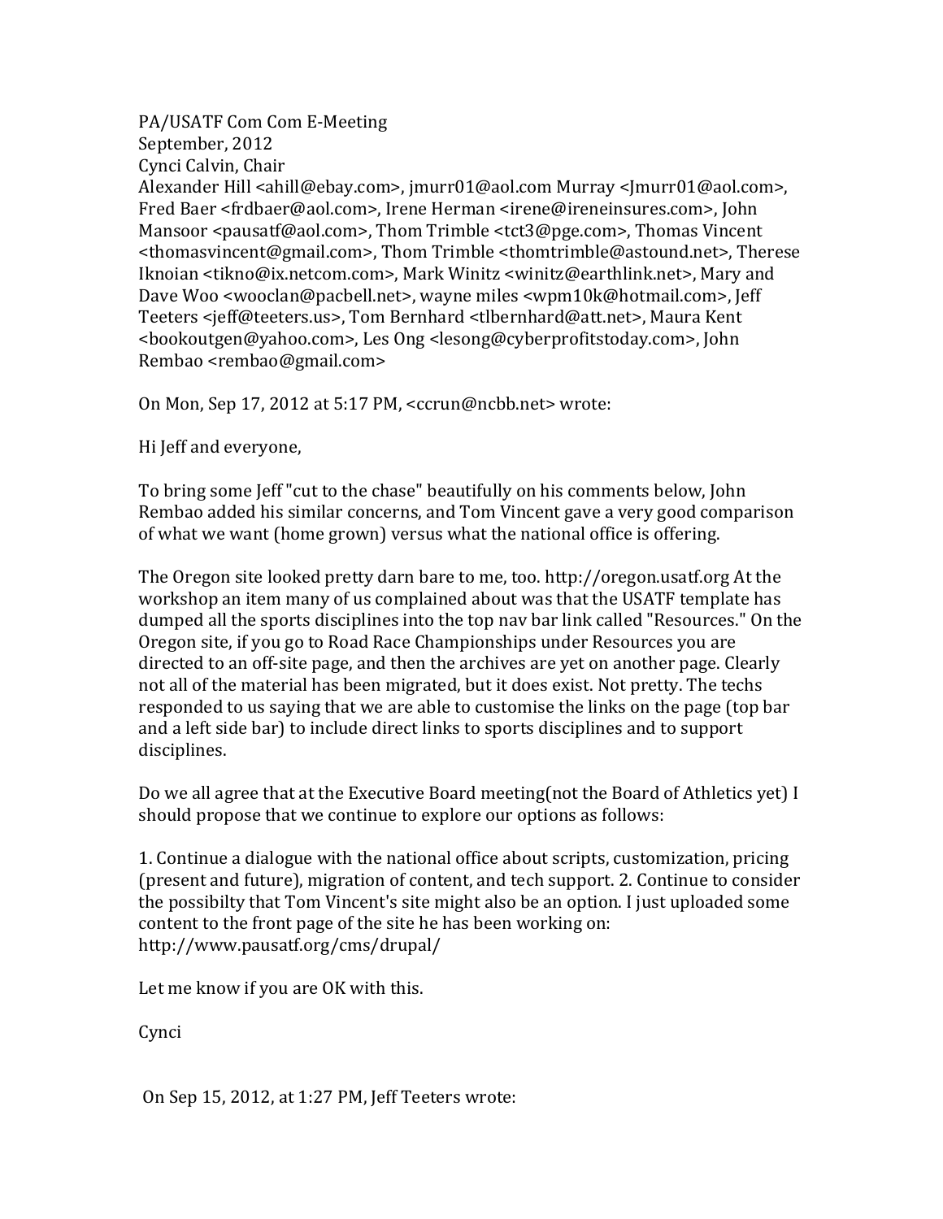PA/USATF Com Com E-Meeting
September, 2012
Cynci Calvin, Chair
Alexander Hill <ahill@ebay.com>, jmurr01@aol.com Murray <Jmurr01@aol.com>, Fred Baer <frdbaer@aol.com>, Irene Herman <irene@ireneinsures.com>, John Mansoor <pausatf@aol.com>, Thom Trimble <tct3@pge.com>, Thomas Vincent <thomasvincent@gmail.com>, Thom Trimble <thomtrimble@astound.net>, Therese Iknoian <tikno@ix.netcom.com>, Mark Winitz <winitz@earthlink.net>, Mary and Dave Woo <wooclan@pacbell.net>, wayne miles <wpm10k@hotmail.com>, Jeff Teeters <jeff@teeters.us>, Tom Bernhard <tlbernhard@att.net>, Maura Kent <bookoutgen@yahoo.com>, Les Ong <lesong@cyberprofitstoday.com>, John Rembao <rembao@gmail.com>

On Mon, Sep 17, 2012 at 5:17 PM, <ccrun@ncbb.net> wrote:

Hi Jeff and everyone,

To bring some Jeff "cut to the chase" beautifully on his comments below, John Rembao added his similar concerns, and Tom Vincent gave a very good comparison of what we want (home grown) versus what the national office is offering.

The Oregon site looked pretty darn bare to me, too. http://oregon.usatf.org At the workshop an item many of us complained about was that the USATF template has dumped all the sports disciplines into the top nav bar link called "Resources." On the Oregon site, if you go to Road Race Championships under Resources you are directed to an off-site page, and then the archives are yet on another page. Clearly not all of the material has been migrated, but it does exist. Not pretty. The techs responded to us saying that we are able to customise the links on the page (top bar and a left side bar) to include direct links to sports disciplines and to support disciplines.

Do we all agree that at the Executive Board meeting(not the Board of Athletics yet) I should propose that we continue to explore our options as follows:

1. Continue a dialogue with the national office about scripts, customization, pricing (present and future), migration of content, and tech support. 2. Continue to consider the possibilty that Tom Vincent's site might also be an option. I just uploaded some content to the front page of the site he has been working on: http://www.pausatf.org/cms/drupal/

Let me know if you are OK with this.

Cynci

On Sep 15, 2012, at 1:27 PM, Jeff Teeters wrote: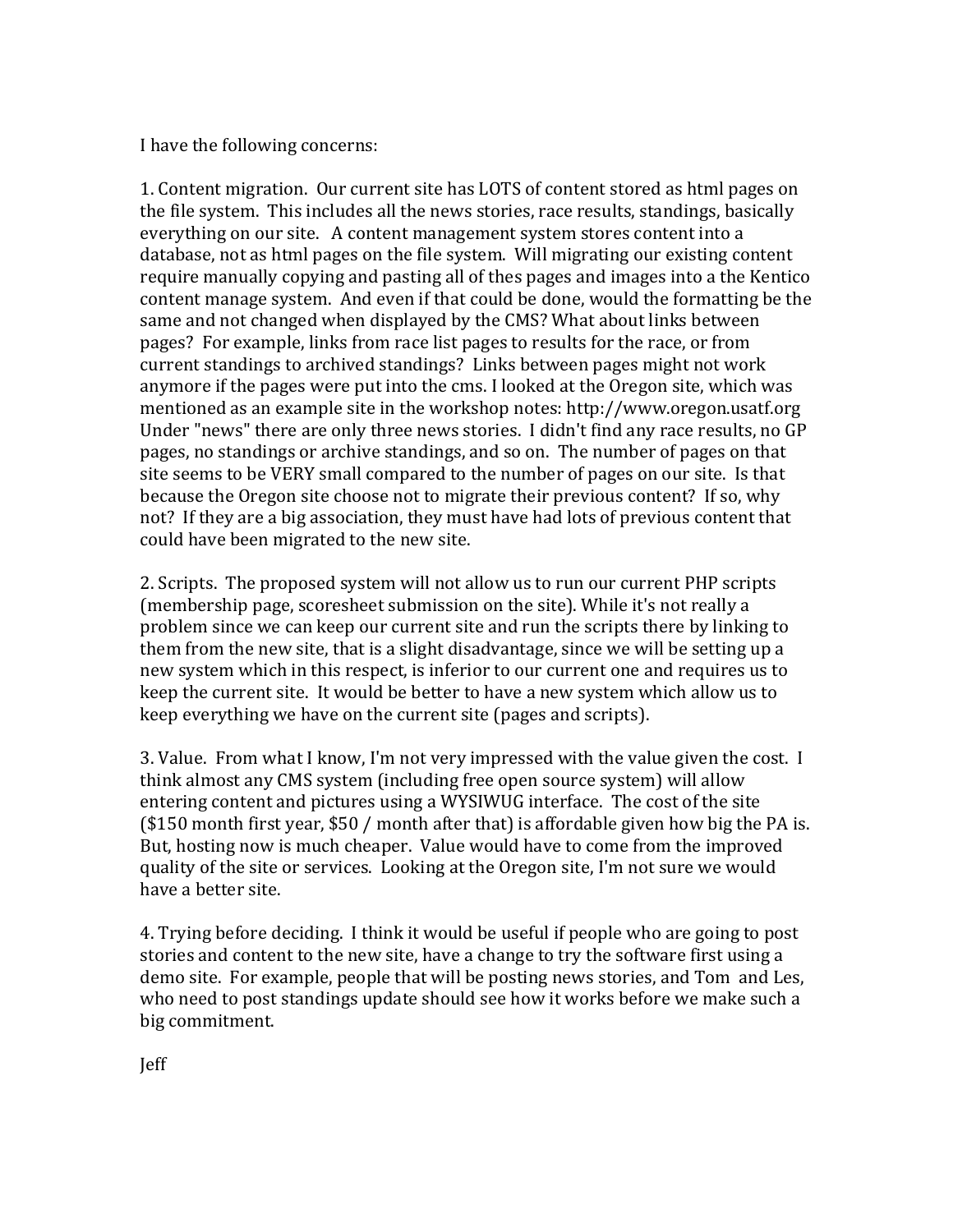I have the following concerns:

1. Content migration. Our current site has LOTS of content stored as html pages on the file system. This includes all the news stories, race results, standings, basically everything on our site. A content management system stores content into a database, not as html pages on the file system. Will migrating our existing content require manually copying and pasting all of thes pages and images into a the Kentico content manage system. And even if that could be done, would the formatting be the same and not changed when displayed by the CMS? What about links between pages? For example, links from race list pages to results for the race, or from current standings to archived standings? Links between pages might not work anymore if the pages were put into the cms. I looked at the Oregon site, which was mentioned as an example site in the workshop notes: http://www.oregon.usatf.org Under "news" there are only three news stories. I didn't find any race results, no GP pages, no standings or archive standings, and so on. The number of pages on that site seems to be VERY small compared to the number of pages on our site. Is that because the Oregon site choose not to migrate their previous content? If so, why not? If they are a big association, they must have had lots of previous content that could have been migrated to the new site.

2. Scripts. The proposed system will not allow us to run our current PHP scripts (membership page, scoresheet submission on the site). While it's not really a problem since we can keep our current site and run the scripts there by linking to them from the new site, that is a slight disadvantage, since we will be setting up a new system which in this respect, is inferior to our current one and requires us to keep the current site. It would be better to have a new system which allow us to keep everything we have on the current site (pages and scripts).

3. Value. From what I know, I'm not very impressed with the value given the cost. I think almost any CMS system (including free open source system) will allow entering content and pictures using a WYSIWUG interface. The cost of the site ($150 month first year, $50 / month after that) is affordable given how big the PA is. But, hosting now is much cheaper. Value would have to come from the improved quality of the site or services. Looking at the Oregon site, I'm not sure we would have a better site.

4. Trying before deciding. I think it would be useful if people who are going to post stories and content to the new site, have a change to try the software first using a demo site. For example, people that will be posting news stories, and Tom and Les, who need to post standings update should see how it works before we make such a big commitment.

Jeff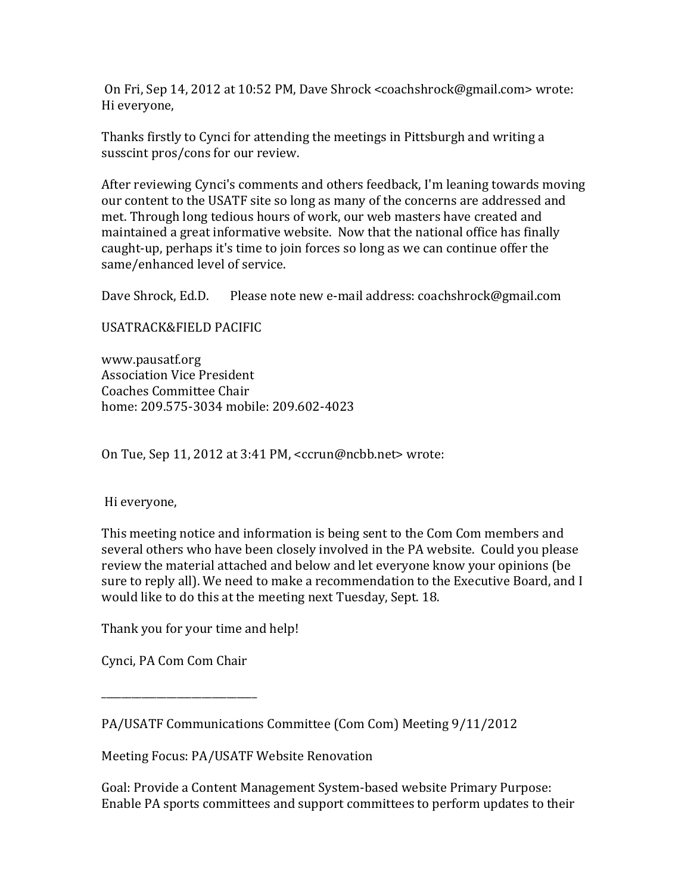On Fri, Sep 14, 2012 at 10:52 PM, Dave Shrock <coachshrock@gmail.com> wrote:
Hi everyone,

Thanks firstly to Cynci for attending the meetings in Pittsburgh and writing a susscint pros/cons for our review.

After reviewing Cynci's comments and others feedback, I'm leaning towards moving our content to the USATF site so long as many of the concerns are addressed and met. Through long tedious hours of work, our web masters have created and maintained a great informative website. Now that the national office has finally caught-up, perhaps it's time to join forces so long as we can continue offer the same/enhanced level of service.

Dave Shrock, Ed.D. Please note new e-mail address: coachshrock@gmail.com

USATRACK&FIELD PACIFIC

www.pausatf.org
Association Vice President
Coaches Committee Chair
home: 209.575-3034 mobile: 209.602-4023

On Tue, Sep 11, 2012 at 3:41 PM, <ccrun@ncbb.net> wrote:

Hi everyone,

This meeting notice and information is being sent to the Com Com members and several others who have been closely involved in the PA website. Could you please review the material attached and below and let everyone know your opinions (be sure to reply all). We need to make a recommendation to the Executive Board, and I would like to do this at the meeting next Tuesday, Sept. 18.

Thank you for your time and help!

Cynci, PA Com Com Chair

______________________________

PA/USATF Communications Committee (Com Com) Meeting 9/11/2012

Meeting Focus: PA/USATF Website Renovation

Goal: Provide a Content Management System-based website Primary Purpose: Enable PA sports committees and support committees to perform updates to their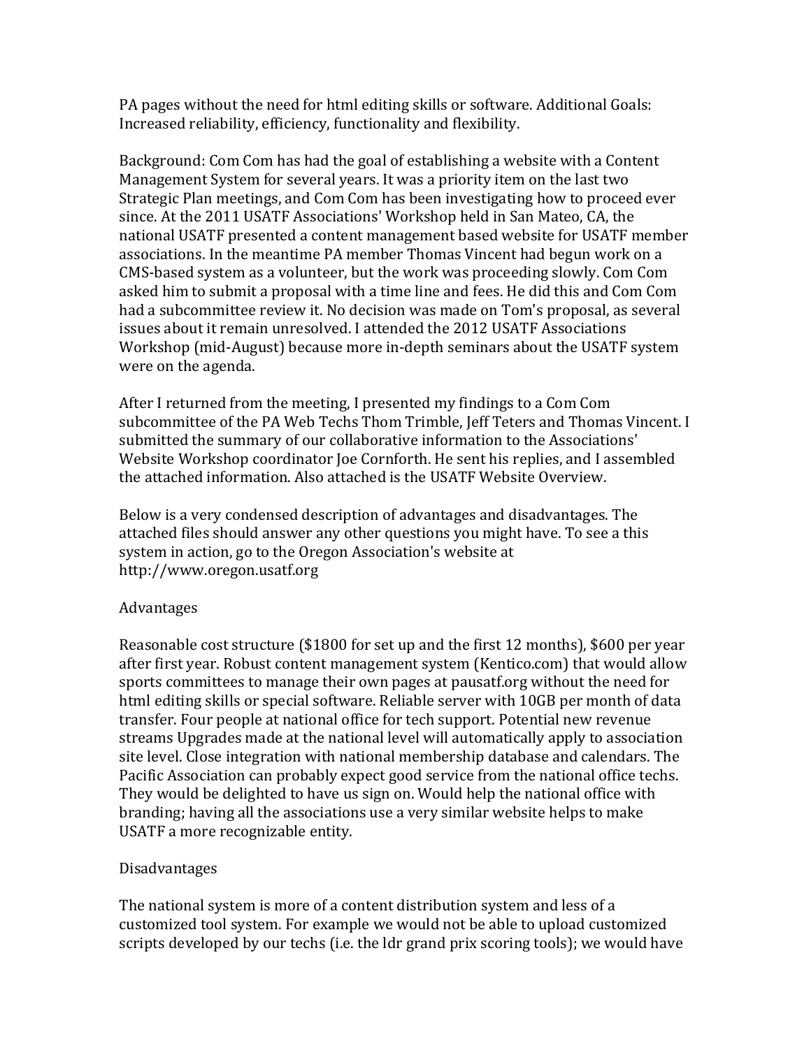PA pages without the need for html editing skills or software. Additional Goals: Increased reliability, efficiency, functionality and flexibility.

Background: Com Com has had the goal of establishing a website with a Content Management System for several years. It was a priority item on the last two Strategic Plan meetings, and Com Com has been investigating how to proceed ever since. At the 2011 USATF Associations' Workshop held in San Mateo, CA, the national USATF presented a content management based website for USATF member associations. In the meantime PA member Thomas Vincent had begun work on a CMS-based system as a volunteer, but the work was proceeding slowly. Com Com asked him to submit a proposal with a time line and fees. He did this and Com Com had a subcommittee review it. No decision was made on Tom's proposal, as several issues about it remain unresolved. I attended the 2012 USATF Associations Workshop (mid-August) because more in-depth seminars about the USATF system were on the agenda.

After I returned from the meeting, I presented my findings to a Com Com subcommittee of the PA Web Techs Thom Trimble, Jeff Teters and Thomas Vincent. I submitted the summary of our collaborative information to the Associations' Website Workshop coordinator Joe Cornforth. He sent his replies, and I assembled the attached information. Also attached is the USATF Website Overview.

Below is a very condensed description of advantages and disadvantages. The attached files should answer any other questions you might have. To see a this system in action, go to the Oregon Association's website at http://www.oregon.usatf.org

Advantages

Reasonable cost structure ($1800 for set up and the first 12 months), $600 per year after first year. Robust content management system (Kentico.com) that would allow sports committees to manage their own pages at pausatf.org without the need for html editing skills or special software. Reliable server with 10GB per month of data transfer. Four people at national office for tech support. Potential new revenue streams Upgrades made at the national level will automatically apply to association site level. Close integration with national membership database and calendars. The Pacific Association can probably expect good service from the national office techs. They would be delighted to have us sign on. Would help the national office with branding; having all the associations use a very similar website helps to make USATF a more recognizable entity.

Disadvantages

The national system is more of a content distribution system and less of a customized tool system. For example we would not be able to upload customized scripts developed by our techs (i.e. the ldr grand prix scoring tools); we would have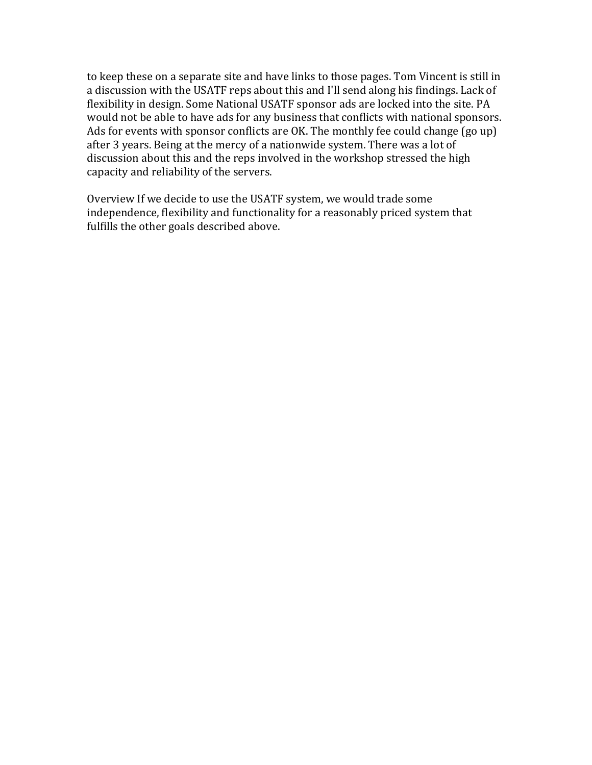to keep these on a separate site and have links to those pages. Tom Vincent is still in a discussion with the USATF reps about this and I'll send along his findings. Lack of flexibility in design. Some National USATF sponsor ads are locked into the site. PA would not be able to have ads for any business that conflicts with national sponsors. Ads for events with sponsor conflicts are OK. The monthly fee could change (go up) after 3 years. Being at the mercy of a nationwide system. There was a lot of discussion about this and the reps involved in the workshop stressed the high capacity and reliability of the servers.

Overview If we decide to use the USATF system, we would trade some independence, flexibility and functionality for a reasonably priced system that fulfills the other goals described above.